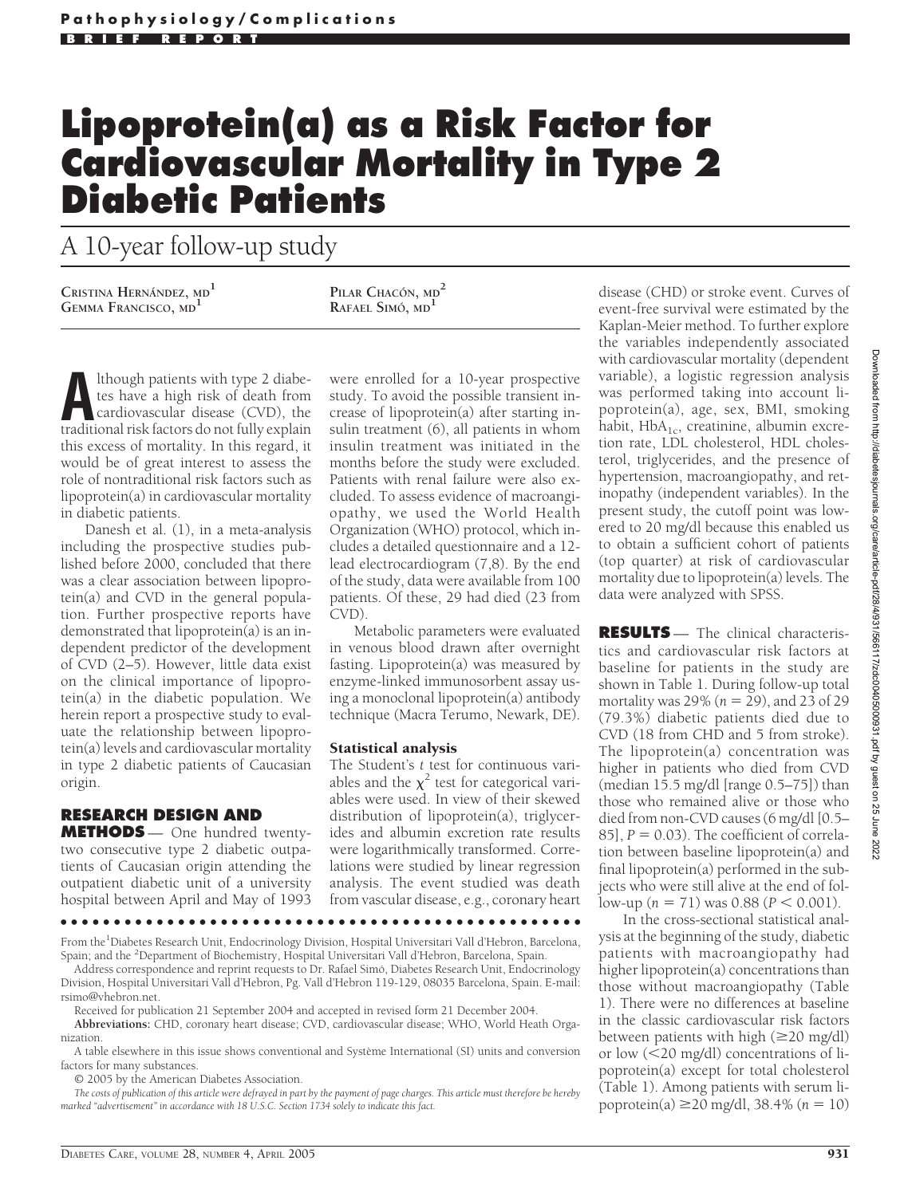**Pathophysiology/Complications**

**BRIEF REPORT**

# Lipoprotein(a) as a Risk Factor for Cardiovascular Mortality in Type 2 Diabetic Patients

## A 10-year follow-up study

CRISTINA HERNÁNDEZ, MD[1]
GEMMA FRANCISCO, MD[1]
PILAR CHACÓN, MD[2]
RAFAEL SIMÓ, MD[1]

Although patients with type 2 diabetes have a high risk of death from cardiovascular disease (CVD), the traditional risk factors do not fully explain this excess of mortality. In this regard, it would be of great interest to assess the role of nontraditional risk factors such as lipoprotein(a) in cardiovascular mortality in diabetic patients.

Danesh et al. (1), in a meta-analysis including the prospective studies published before 2000, concluded that there was a clear association between lipoprotein(a) and CVD in the general population. Further prospective reports have demonstrated that lipoprotein(a) is an independent predictor of the development of CVD (2–5). However, little data exist on the clinical importance of lipoprotein(a) in the diabetic population. We herein report a prospective study to evaluate the relationship between lipoprotein(a) levels and cardiovascular mortality in type 2 diabetic patients of Caucasian origin.

## RESEARCH DESIGN AND METHODS

One hundred twenty-two consecutive type 2 diabetic outpatients of Caucasian origin attending the outpatient diabetic unit of a university hospital between April and May of 1993 were enrolled for a 10-year prospective study. To avoid the possible transient increase of lipoprotein(a) after starting insulin treatment (6), all patients in whom insulin treatment was initiated in the months before the study were excluded. Patients with renal failure were also excluded. To assess evidence of macroangiopathy, we used the World Health Organization (WHO) protocol, which includes a detailed questionnaire and a 12-lead electrocardiogram (7,8). By the end of the study, data were available from 100 patients. Of these, 29 had died (23 from CVD).

Metabolic parameters were evaluated in venous blood drawn after overnight fasting. Lipoprotein(a) was measured by enzyme-linked immunosorbent assay using a monoclonal lipoprotein(a) antibody technique (Macra Terumo, Newark, DE).

### Statistical analysis

The Student's *t* test for continuous variables and the $\chi^2$ test for categorical variables were used. In view of their skewed distribution of lipoprotein(a), triglycerides and albumin excretion rate results were logarithmically transformed. Correlations were studied by linear regression analysis. The event studied was death from vascular disease, e.g., coronary heart disease (CHD) or stroke event. Curves of event-free survival were estimated by the Kaplan-Meier method. To further explore the variables independently associated with cardiovascular mortality (dependent variable), a logistic regression analysis was performed taking into account lipoprotein(a), age, sex, BMI, smoking habit, $HbA_{1c}$, creatinine, albumin excretion rate, LDL cholesterol, HDL cholesterol, triglycerides, and the presence of hypertension, macroangiopathy, and retinopathy (independent variables). In the present study, the cutoff point was lowered to 20 mg/dl because this enabled us to obtain a sufficient cohort of patients (top quarter) at risk of cardiovascular mortality due to lipoprotein(a) levels. The data were analyzed with SPSS.

## RESULTS

The clinical characteristics and cardiovascular risk factors at baseline for patients in the study are shown in Table 1. During follow-up total mortality was 29% ($n = 29$), and 23 of 29 (79.3%) diabetic patients died due to CVD (18 from CHD and 5 from stroke). The lipoprotein(a) concentration was higher in patients who died from CVD (median 15.5 mg/dl [range 0.5–75]) than those who remained alive or those who died from non-CVD causes (6 mg/dl [0.5–85], $P = 0.03$). The coefficient of correlation between baseline lipoprotein(a) and final lipoprotein(a) performed in the subjects who were still alive at the end of follow-up ($n = 71$) was 0.88 ($P < 0.001$).

In the cross-sectional statistical analysis at the beginning of the study, diabetic patients with macroangiopathy had higher lipoprotein(a) concentrations than those without macroangiopathy (Table 1). There were no differences at baseline in the classic cardiovascular risk factors between patients with high (≥20 mg/dl) or low (<20 mg/dl) concentrations of lipoprotein(a) except for total cholesterol (Table 1). Among patients with serum lipoprotein(a) ≥20 mg/dl, 38.4% ($n = 10$)

From the [1]Diabetes Research Unit, Endocrinology Division, Hospital Universitari Vall d'Hebron, Barcelona, Spain; and the [2]Department of Biochemistry, Hospital Universitari Vall d'Hebron, Barcelona, Spain.

Address correspondence and reprint requests to Dr. Rafael Simó, Diabetes Research Unit, Endocrinology Division, Hospital Universitari Vall d'Hebron, Pg. Vall d'Hebron 119-129, 08035 Barcelona, Spain. E-mail: rsimo@vhebron.net.

Received for publication 21 September 2004 and accepted in revised form 21 December 2004.

**Abbreviations:** CHD, coronary heart disease; CVD, cardiovascular disease; WHO, World Heath Organization.

A table elsewhere in this issue shows conventional and Système International (SI) units and conversion factors for many substances.

© 2005 by the American Diabetes Association.

*The costs of publication of this article were defrayed in part by the payment of page charges. This article must therefore be hereby marked "advertisement" in accordance with 18 U.S.C. Section 1734 solely to indicate this fact.*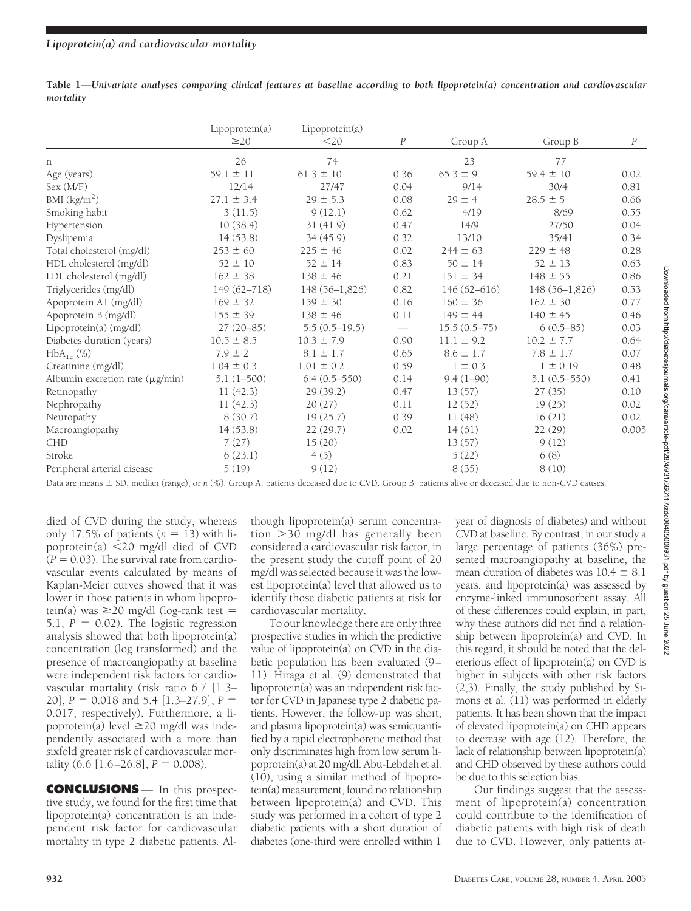**Table 1—Univariate analyses comparing clinical features at baseline according to both lipoprotein(a) concentration and cardiovascular mortality**

| | Lipoprotein(a) ≥20 | Lipoprotein(a) <20 | *P* | Group A | Group B | *P* |
|---|---|---|---|---|---|---|
| n | 26 | 74 | | 23 | 77 | |
| Age (years) | 59.1 ± 11 | 61.3 ± 10 | 0.36 | 65.3 ± 9 | 59.4 ± 10 | 0.02 |
| Sex (M/F) | 12/14 | 27/47 | 0.04 | 9/14 | 30/4 | 0.81 |
| BMI (kg/m$^2$) | 27.1 ± 3.4 | 29 ± 5.3 | 0.08 | 29 ± 4 | 28.5 ± 5 | 0.66 |
| Smoking habit | 3 (11.5) | 9 (12.1) | 0.62 | 4/19 | 8/69 | 0.55 |
| Hypertension | 10 (38.4) | 31 (41.9) | 0.47 | 14/9 | 27/50 | 0.04 |
| Dyslipemia | 14 (53.8) | 34 (45.9) | 0.32 | 13/10 | 35/41 | 0.34 |
| Total cholesterol (mg/dl) | 253 ± 60 | 225 ± 46 | 0.02 | 244 ± 63 | 229 ± 48 | 0.28 |
| HDL cholesterol (mg/dl) | 52 ± 10 | 52 ± 14 | 0.83 | 50 ± 14 | 52 ± 13 | 0.63 |
| LDL cholesterol (mg/dl) | 162 ± 38 | 138 ± 46 | 0.21 | 151 ± 34 | 148 ± 55 | 0.86 |
| Triglycerides (mg/dl) | 149 (62–718) | 148 (56–1,826) | 0.82 | 146 (62–616) | 148 (56–1,826) | 0.53 |
| Apoprotein A1 (mg/dl) | 169 ± 32 | 159 ± 30 | 0.16 | 160 ± 36 | 162 ± 30 | 0.77 |
| Apoprotein B (mg/dl) | 155 ± 39 | 138 ± 46 | 0.11 | 149 ± 44 | 140 ± 45 | 0.46 |
| Lipoprotein(a) (mg/dl) | 27 (20–85) | 5.5 (0.5–19.5) | — | 15.5 (0.5–75) | 6 (0.5–85) | 0.03 |
| Diabetes duration (years) | 10.5 ± 8.5 | 10.3 ± 7.9 | 0.90 | 11.1 ± 9.2 | 10.2 ± 7.7 | 0.64 |
| $HbA_{1c}$ (%) | 7.9 ± 2 | 8.1 ± 1.7 | 0.65 | 8.6 ± 1.7 | 7.8 ± 1.7 | 0.07 |
| Creatinine (mg/dl) | 1.04 ± 0.3 | 1.01 ± 0.2 | 0.59 | 1 ± 0.3 | 1 ± 0.19 | 0.48 |
| Albumin excretion rate (μg/min) | 5.1 (1–500) | 6.4 (0.5–550) | 0.14 | 9.4 (1–90) | 5.1 (0.5–550) | 0.41 |
| Retinopathy | 11 (42.3) | 29 (39.2) | 0.47 | 13 (57) | 27 (35) | 0.10 |
| Nephropathy | 11 (42.3) | 20 (27) | 0.11 | 12 (52) | 19 (25) | 0.02 |
| Neuropathy | 8 (30.7) | 19 (25.7) | 0.39 | 11 (48) | 16 (21) | 0.02 |
| Macroangiopathy | 14 (53.8) | 22 (29.7) | 0.02 | 14 (61) | 22 (29) | 0.005 |
| CHD | 7 (27) | 15 (20) | | 13 (57) | 9 (12) | |
| Stroke | 6 (23.1) | 4 (5) | | 5 (22) | 6 (8) | |
| Peripheral arterial disease | 5 (19) | 9 (12) | | 8 (35) | 8 (10) | |

Data are means ± SD, median (range), or *n* (%). Group A: patients deceased due to CVD. Group B: patients alive or deceased due to non-CVD causes.

died of CVD during the study, whereas only 17.5% of patients ($n = 13$) with lipoprotein(a) <20 mg/dl died of CVD ($P = 0.03$). The survival rate from cardiovascular events calculated by means of Kaplan-Meier curves showed that it was lower in those patients in whom lipoprotein(a) was ≥20 mg/dl (log-rank test = 5.1, $P = 0.02$). The logistic regression analysis showed that both lipoprotein(a) concentration (log transformed) and the presence of macroangiopathy at baseline were independent risk factors for cardiovascular mortality (risk ratio 6.7 [1.3–20], $P = 0.018$ and 5.4 [1.3–27.9], $P = 0.017$, respectively). Furthermore, a lipoprotein(a) level ≥20 mg/dl was independently associated with a more than sixfold greater risk of cardiovascular mortality (6.6 [1.6–26.8], $P = 0.008$).

**CONCLUSIONS** — In this prospective study, we found for the first time that lipoprotein(a) concentration is an independent risk factor for cardiovascular mortality in type 2 diabetic patients. Although lipoprotein(a) serum concentration >30 mg/dl has generally been considered a cardiovascular risk factor, in the present study the cutoff point of 20 mg/dl was selected because it was the lowest lipoprotein(a) level that allowed us to identify those diabetic patients at risk for cardiovascular mortality.

To our knowledge there are only three prospective studies in which the predictive value of lipoprotein(a) on CVD in the diabetic population has been evaluated (9–11). Hiraga et al. (9) demonstrated that lipoprotein(a) was an independent risk factor for CVD in Japanese type 2 diabetic patients. However, the follow-up was short, and plasma lipoprotein(a) was semiquantified by a rapid electrophoretic method that only discriminates high from low serum lipoprotein(a) at 20 mg/dl. Abu-Lebdeh et al. (10), using a similar method of lipoprotein(a) measurement, found no relationship between lipoprotein(a) and CVD. This study was performed in a cohort of type 2 diabetic patients with a short duration of diabetes (one-third were enrolled within 1 year of diagnosis of diabetes) and without CVD at baseline. By contrast, in our study a large percentage of patients (36%) presented macroangiopathy at baseline, the mean duration of diabetes was 10.4 ± 8.1 years, and lipoprotein(a) was assessed by enzyme-linked immunosorbent assay. All of these differences could explain, in part, why these authors did not find a relationship between lipoprotein(a) and CVD. In this regard, it should be noted that the deleterious effect of lipoprotein(a) on CVD is higher in subjects with other risk factors (2,3). Finally, the study published by Simons et al. (11) was performed in elderly patients. It has been shown that the impact of elevated lipoprotein(a) on CHD appears to decrease with age (12). Therefore, the lack of relationship between lipoprotein(a) and CHD observed by these authors could be due to this selection bias.

Our findings suggest that the assessment of lipoprotein(a) concentration could contribute to the identification of diabetic patients with high risk of death due to CVD. However, only patients at-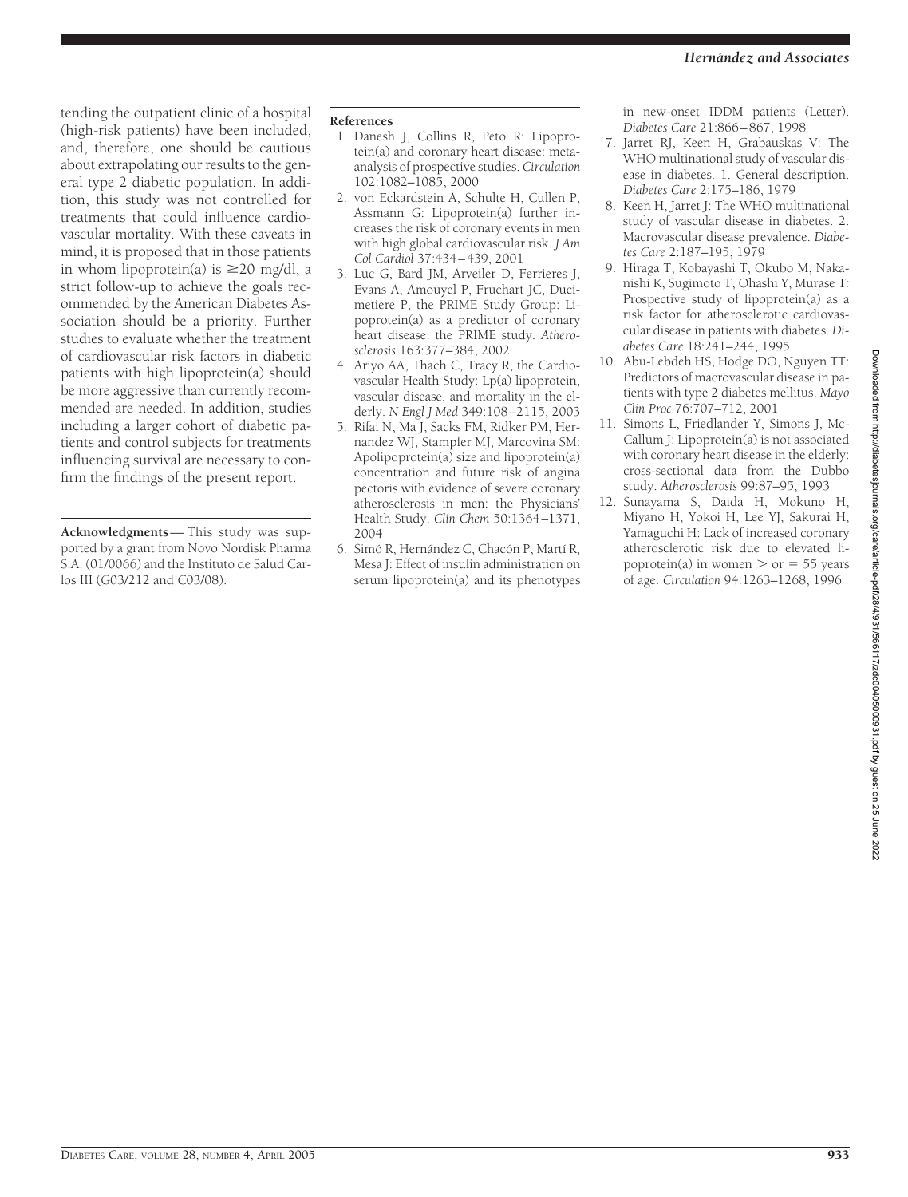tending the outpatient clinic of a hospital (high-risk patients) have been included, and, therefore, one should be cautious about extrapolating our results to the general type 2 diabetic population. In addition, this study was not controlled for treatments that could influence cardiovascular mortality. With these caveats in mind, it is proposed that in those patients in whom lipoprotein(a) is ≥20 mg/dl, a strict follow-up to achieve the goals recommended by the American Diabetes Association should be a priority. Further studies to evaluate whether the treatment of cardiovascular risk factors in diabetic patients with high lipoprotein(a) should be more aggressive than currently recommended are needed. In addition, studies including a larger cohort of diabetic patients and control subjects for treatments influencing survival are necessary to confirm the findings of the present report.

**Acknowledgments**— This study was supported by a grant from Novo Nordisk Pharma S.A. (01/0066) and the Instituto de Salud Carlos III (G03/212 and C03/08).

#### References

1. Danesh J, Collins R, Peto R: Lipoprotein(a) and coronary heart disease: meta-analysis of prospective studies. *Circulation* 102:1082–1085, 2000
2. von Eckardstein A, Schulte H, Cullen P, Assmann G: Lipoprotein(a) further increases the risk of coronary events in men with high global cardiovascular risk. *J Am Col Cardiol* 37:434–439, 2001
3. Luc G, Bard JM, Arveiler D, Ferrieres J, Evans A, Amouyel P, Fruchart JC, Ducimetiere P, the PRIME Study Group: Lipoprotein(a) as a predictor of coronary heart disease: the PRIME study. *Atherosclerosis* 163:377–384, 2002
4. Ariyo AA, Thach C, Tracy R, the Cardiovascular Health Study: Lp(a) lipoprotein, vascular disease, and mortality in the elderly. *N Engl J Med* 349:108–2115, 2003
5. Rifai N, Ma J, Sacks FM, Ridker PM, Hernandez WJ, Stampfer MJ, Marcovina SM: Apolipoprotein(a) size and lipoprotein(a) concentration and future risk of angina pectoris with evidence of severe coronary atherosclerosis in men: the Physicians' Health Study. *Clin Chem* 50:1364–1371, 2004
6. Simó R, Hernández C, Chacón P, Martí R, Mesa J: Effect of insulin administration on serum lipoprotein(a) and its phenotypes in new-onset IDDM patients (Letter). *Diabetes Care* 21:866–867, 1998
7. Jarret RJ, Keen H, Grabauskas V: The WHO multinational study of vascular disease in diabetes. 1. General description. *Diabetes Care* 2:175–186, 1979
8. Keen H, Jarret J: The WHO multinational study of vascular disease in diabetes. 2. Macrovascular disease prevalence. *Diabetes Care* 2:187–195, 1979
9. Hiraga T, Kobayashi T, Okubo M, Nakanishi K, Sugimoto T, Ohashi Y, Murase T: Prospective study of lipoprotein(a) as a risk factor for atherosclerotic cardiovascular disease in patients with diabetes. *Diabetes Care* 18:241–244, 1995
10. Abu-Lebdeh HS, Hodge DO, Nguyen TT: Predictors of macrovascular disease in patients with type 2 diabetes mellitus. *Mayo Clin Proc* 76:707–712, 2001
11. Simons L, Friedlander Y, Simons J, McCallum J: Lipoprotein(a) is not associated with coronary heart disease in the elderly: cross-sectional data from the Dubbo study. *Atherosclerosis* 99:87–95, 1993
12. Sunayama S, Daida H, Mokuno H, Miyano H, Yokoi H, Lee YJ, Sakurai H, Yamaguchi H: Lack of increased coronary atherosclerotic risk due to elevated lipoprotein(a) in women > or = 55 years of age. *Circulation* 94:1263–1268, 1996